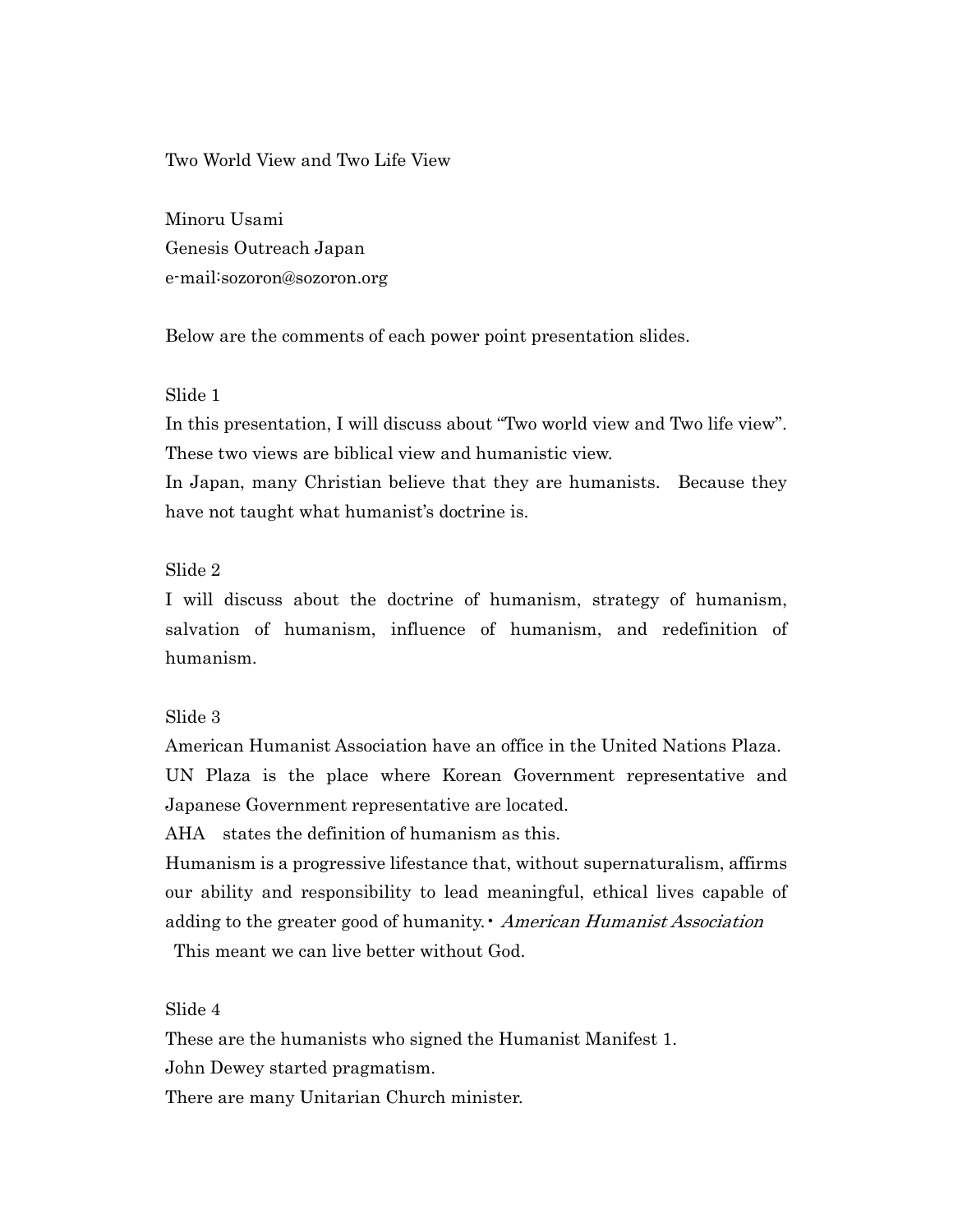# Two World View and Two Life View

Minoru Usami
Genesis Outreach Japan
e-mail:sozoron@sozoron.org

Below are the comments of each power point presentation slides.

## Slide 1

In this presentation, I will discuss about "Two world view and Two life view". These two views are biblical view and humanistic view.
In Japan, many Christian believe that they are humanists. Because they have not taught what humanist's doctrine is.

## Slide 2

I will discuss about the doctrine of humanism, strategy of humanism, salvation of humanism, influence of humanism, and redefinition of humanism.

## Slide 3

American Humanist Association have an office in the United Nations Plaza.
UN Plaza is the place where Korean Government representative and Japanese Government representative are located.
AHA states the definition of humanism as this.
Humanism is a progressive lifestance that, without supernaturalism, affirms our ability and responsibility to lead meaningful, ethical lives capable of adding to the greater good of humanity.・ *American Humanist Association*
This meant we can live better without God.

## Slide 4

These are the humanists who signed the Humanist Manifest 1.
John Dewey started pragmatism.
There are many Unitarian Church minister.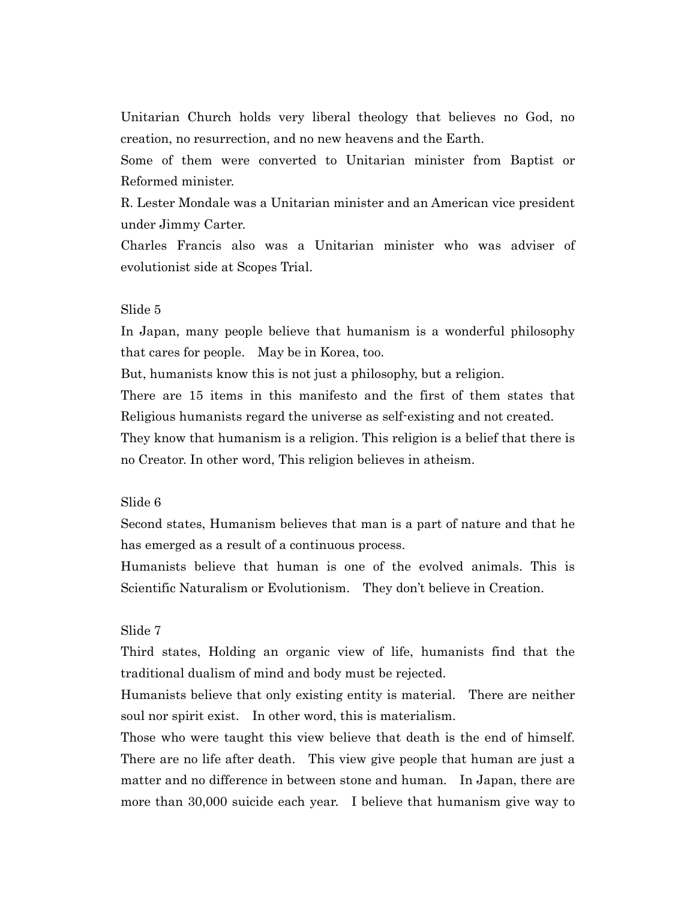Unitarian Church holds very liberal theology that believes no God, no creation, no resurrection, and no new heavens and the Earth.

Some of them were converted to Unitarian minister from Baptist or Reformed minister.

R. Lester Mondale was a Unitarian minister and an American vice president under Jimmy Carter.

Charles Francis also was a Unitarian minister who was adviser of evolutionist side at Scopes Trial.

Slide 5

In Japan, many people believe that humanism is a wonderful philosophy that cares for people.　May be in Korea, too.

But, humanists know this is not just a philosophy, but a religion.

There are 15 items in this manifesto and the first of them states that Religious humanists regard the universe as self-existing and not created.

They know that humanism is a religion. This religion is a belief that there is no Creator. In other word, This religion believes in atheism.

Slide 6

Second states, Humanism believes that man is a part of nature and that he has emerged as a result of a continuous process.

Humanists believe that human is one of the evolved animals. This is Scientific Naturalism or Evolutionism.　They don't believe in Creation.

Slide 7

Third states, Holding an organic view of life, humanists find that the traditional dualism of mind and body must be rejected.

Humanists believe that only existing entity is material.　There are neither soul nor spirit exist.　In other word, this is materialism.

Those who were taught this view believe that death is the end of himself. There are no life after death.　This view give people that human are just a matter and no difference in between stone and human.　In Japan, there are more than 30,000 suicide each year.　I believe that humanism give way to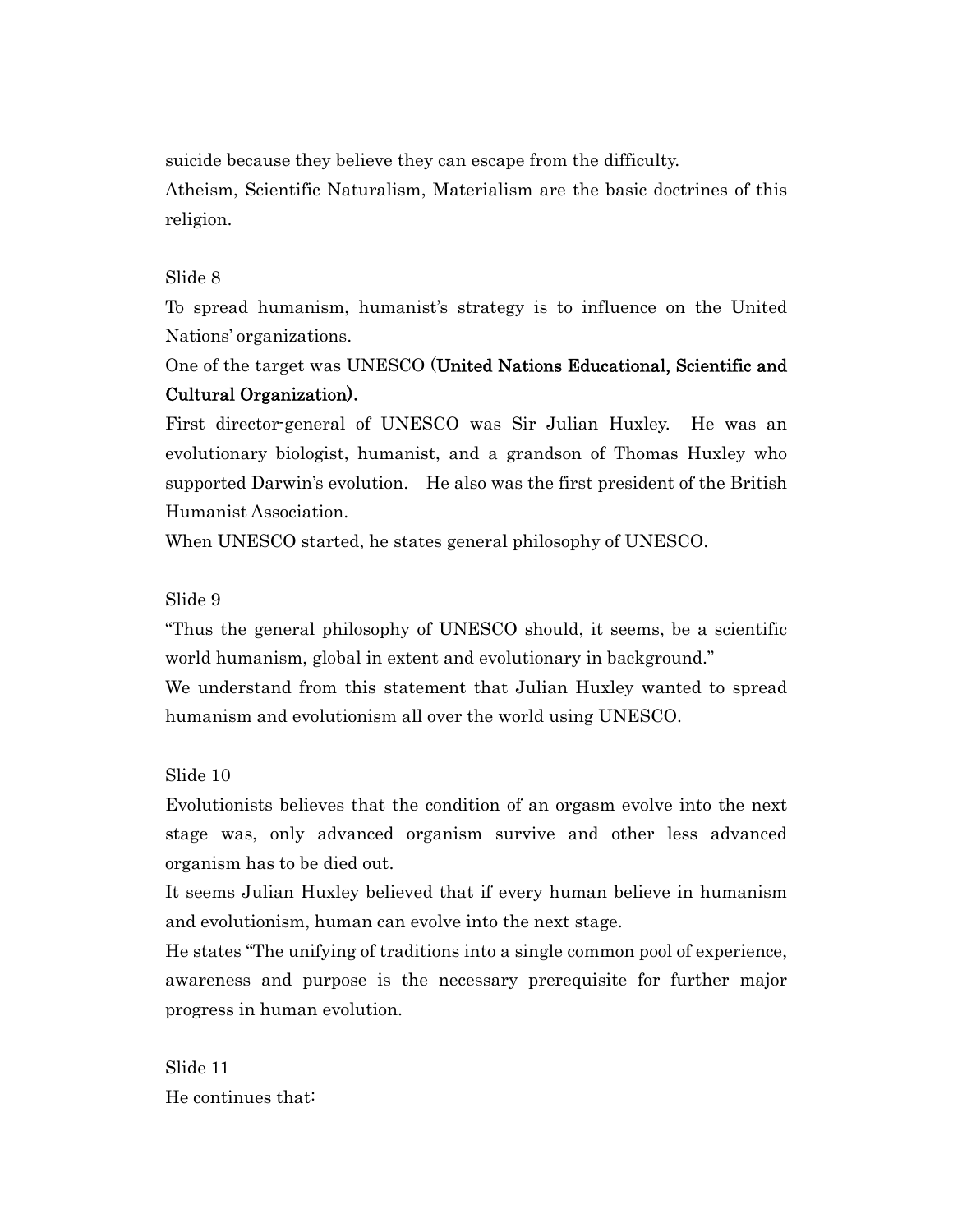suicide because they believe they can escape from the difficulty.

Atheism, Scientific Naturalism, Materialism are the basic doctrines of this religion.

Slide 8

To spread humanism, humanist's strategy is to influence on the United Nations' organizations.

One of the target was UNESCO (**United Nations Educational, Scientific and Cultural Organization**).

First director-general of UNESCO was Sir Julian Huxley. He was an evolutionary biologist, humanist, and a grandson of Thomas Huxley who supported Darwin's evolution. He also was the first president of the British Humanist Association.

When UNESCO started, he states general philosophy of UNESCO.

Slide 9

"Thus the general philosophy of UNESCO should, it seems, be a scientific world humanism, global in extent and evolutionary in background."

We understand from this statement that Julian Huxley wanted to spread humanism and evolutionism all over the world using UNESCO.

Slide 10

Evolutionists believes that the condition of an orgasm evolve into the next stage was, only advanced organism survive and other less advanced organism has to be died out.

It seems Julian Huxley believed that if every human believe in humanism and evolutionism, human can evolve into the next stage.

He states "The unifying of traditions into a single common pool of experience, awareness and purpose is the necessary prerequisite for further major progress in human evolution.

Slide 11

He continues that: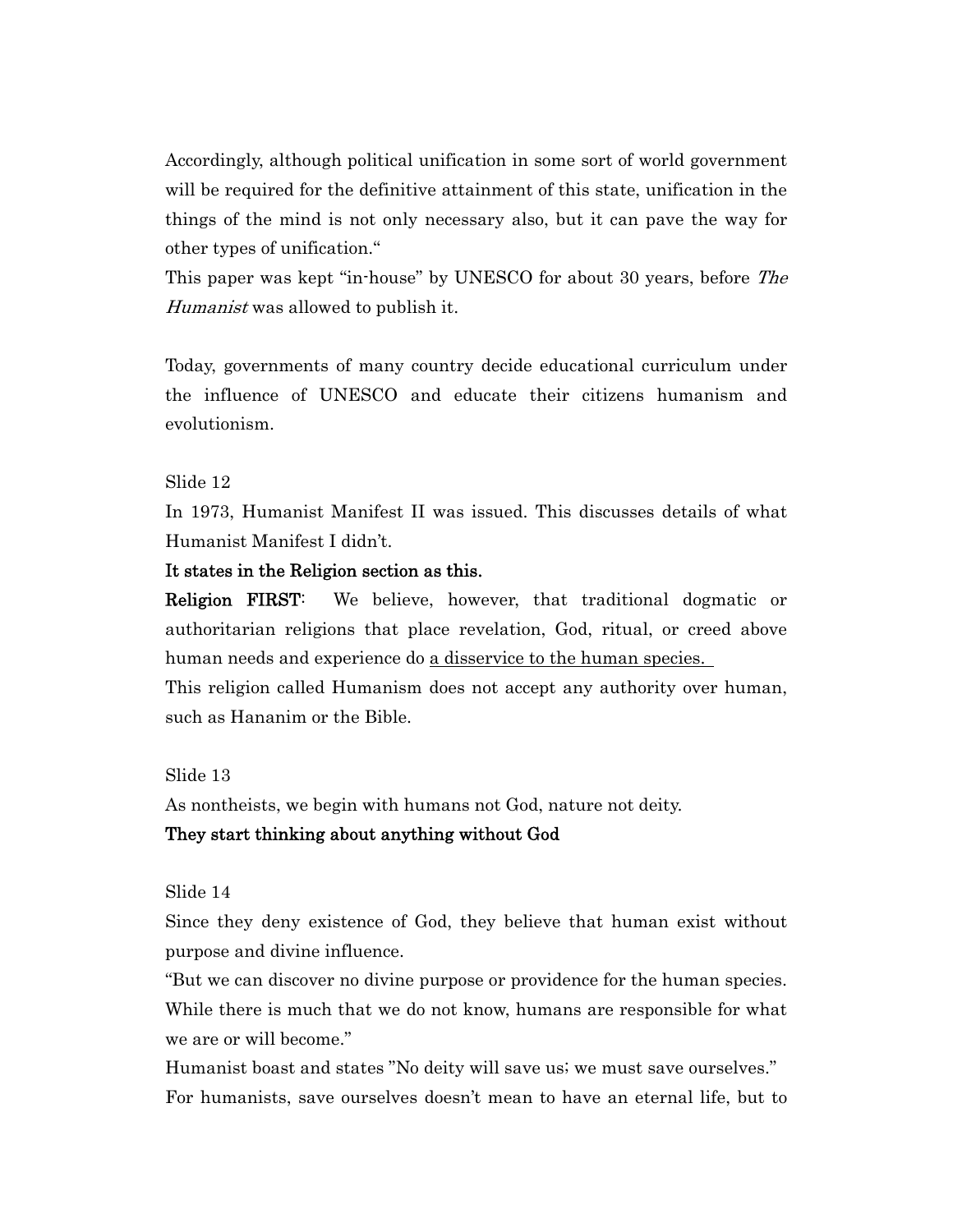Accordingly, although political unification in some sort of world government will be required for the definitive attainment of this state, unification in the things of the mind is not only necessary also, but it can pave the way for other types of unification.“

This paper was kept “in-house” by UNESCO for about 30 years, before *The Humanist* was allowed to publish it.

Today, governments of many country decide educational curriculum under the influence of UNESCO and educate their citizens humanism and evolutionism.

Slide 12

In 1973, Humanist Manifest II was issued. This discusses details of what Humanist Manifest I didn’t.

**It states in the Religion section as this.**

**Religion FIRST**: We believe, however, that traditional dogmatic or authoritarian religions that place revelation, God, ritual, or creed above human needs and experience do <u>a disservice to the human species.</u>

This religion called Humanism does not accept any authority over human, such as Hananim or the Bible.

Slide 13

As nontheists, we begin with humans not God, nature not deity.

**They start thinking about anything without God**

Slide 14

Since they deny existence of God, they believe that human exist without purpose and divine influence.

“But we can discover no divine purpose or providence for the human species. While there is much that we do not know, humans are responsible for what we are or will become.”

Humanist boast and states ”No deity will save us; we must save ourselves.”

For humanists, save ourselves doesn’t mean to have an eternal life, but to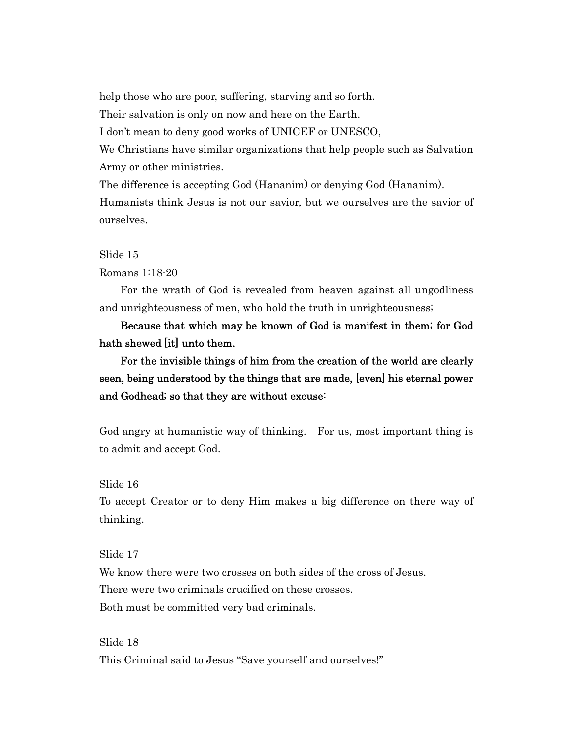help those who are poor, suffering, starving and so forth.
Their salvation is only on now and here on the Earth.
I don't mean to deny good works of UNICEF or UNESCO,
We Christians have similar organizations that help people such as Salvation Army or other ministries.
The difference is accepting God (Hananim) or denying God (Hananim).
Humanists think Jesus is not our savior, but we ourselves are the savior of ourselves.

Slide 15

Romans 1:18-20

For the wrath of God is revealed from heaven against all ungodliness and unrighteousness of men, who hold the truth in unrighteousness;

**Because that which may be known of God is manifest in them; for God hath shewed [it] unto them.**

**For the invisible things of him from the creation of the world are clearly seen, being understood by the things that are made, [even] his eternal power and Godhead; so that they are without excuse:**

God angry at humanistic way of thinking.  For us, most important thing is to admit and accept God.

Slide 16

To accept Creator or to deny Him makes a big difference on there way of thinking.

Slide 17

We know there were two crosses on both sides of the cross of Jesus.
There were two criminals crucified on these crosses.
Both must be committed very bad criminals.

Slide 18

This Criminal said to Jesus "Save yourself and ourselves!"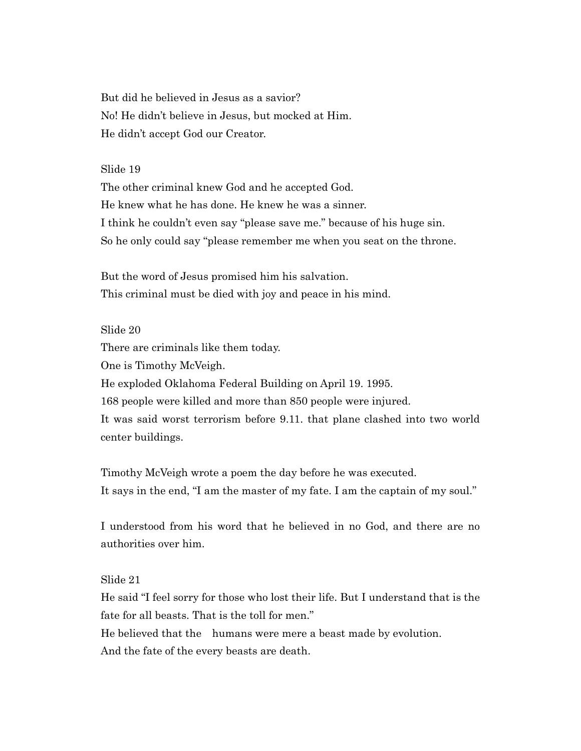But did he believed in Jesus as a savior?
No! He didn't believe in Jesus, but mocked at Him.
He didn't accept God our Creator.

Slide 19
The other criminal knew God and he accepted God.
He knew what he has done. He knew he was a sinner.
I think he couldn't even say "please save me." because of his huge sin.
So he only could say "please remember me when you seat on the throne.

But the word of Jesus promised him his salvation.
This criminal must be died with joy and peace in his mind.

Slide 20
There are criminals like them today.
One is Timothy McVeigh.
He exploded Oklahoma Federal Building on April 19. 1995.
168 people were killed and more than 850 people were injured.
It was said worst terrorism before 9.11. that plane clashed into two world center buildings.

Timothy McVeigh wrote a poem the day before he was executed.
It says in the end, "I am the master of my fate. I am the captain of my soul."

I understood from his word that he believed in no God, and there are no authorities over him.

Slide 21
He said "I feel sorry for those who lost their life. But I understand that is the fate for all beasts. That is the toll for men."
He believed that the humans were mere a beast made by evolution.
And the fate of the every beasts are death.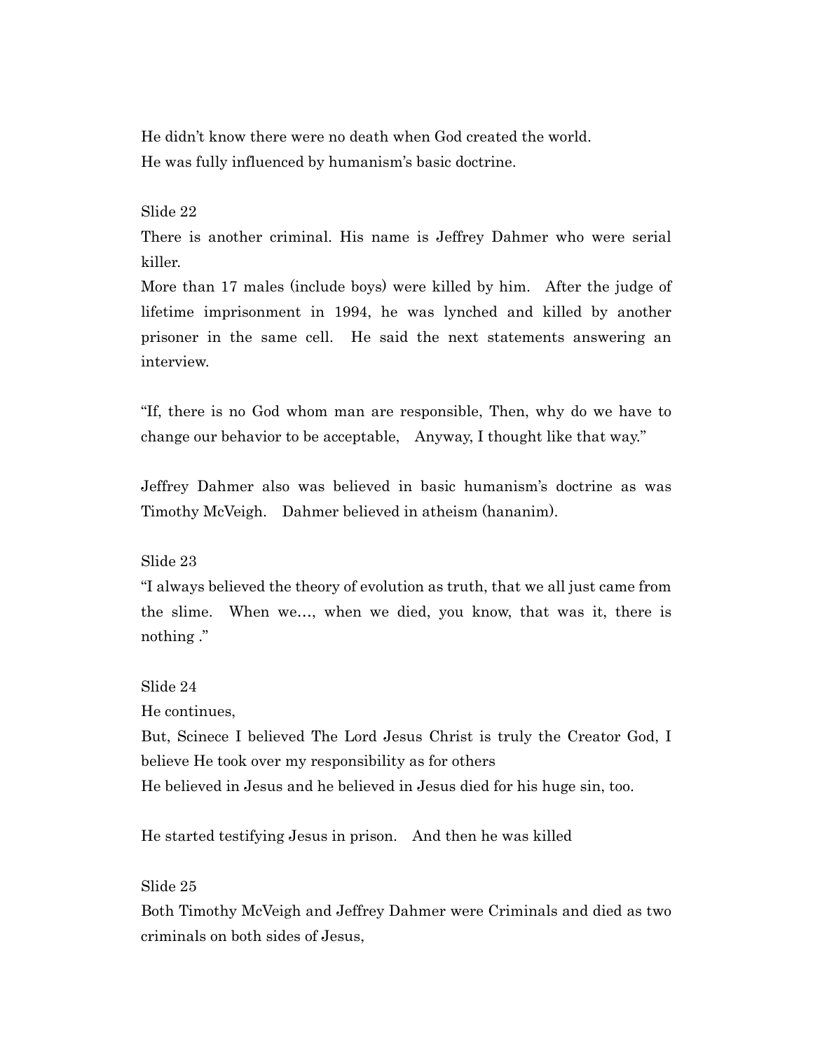He didn't know there were no death when God created the world.
He was fully influenced by humanism's basic doctrine.

Slide 22

There is another criminal. His name is Jeffrey Dahmer who were serial killer.
More than 17 males (include boys) were killed by him. After the judge of lifetime imprisonment in 1994, he was lynched and killed by another prisoner in the same cell. He said the next statements answering an interview.

"If, there is no God whom man are responsible, Then, why do we have to change our behavior to be acceptable, Anyway, I thought like that way."

Jeffrey Dahmer also was believed in basic humanism's doctrine as was Timothy McVeigh. Dahmer believed in atheism (hananim).

Slide 23

"I always believed the theory of evolution as truth, that we all just came from the slime. When we…, when we died, you know, that was it, there is nothing ."

Slide 24

He continues,
But, Scinece I believed The Lord Jesus Christ is truly the Creator God, I believe He took over my responsibility as for others
He believed in Jesus and he believed in Jesus died for his huge sin, too.

He started testifying Jesus in prison. And then he was killed

Slide 25

Both Timothy McVeigh and Jeffrey Dahmer were Criminals and died as two criminals on both sides of Jesus,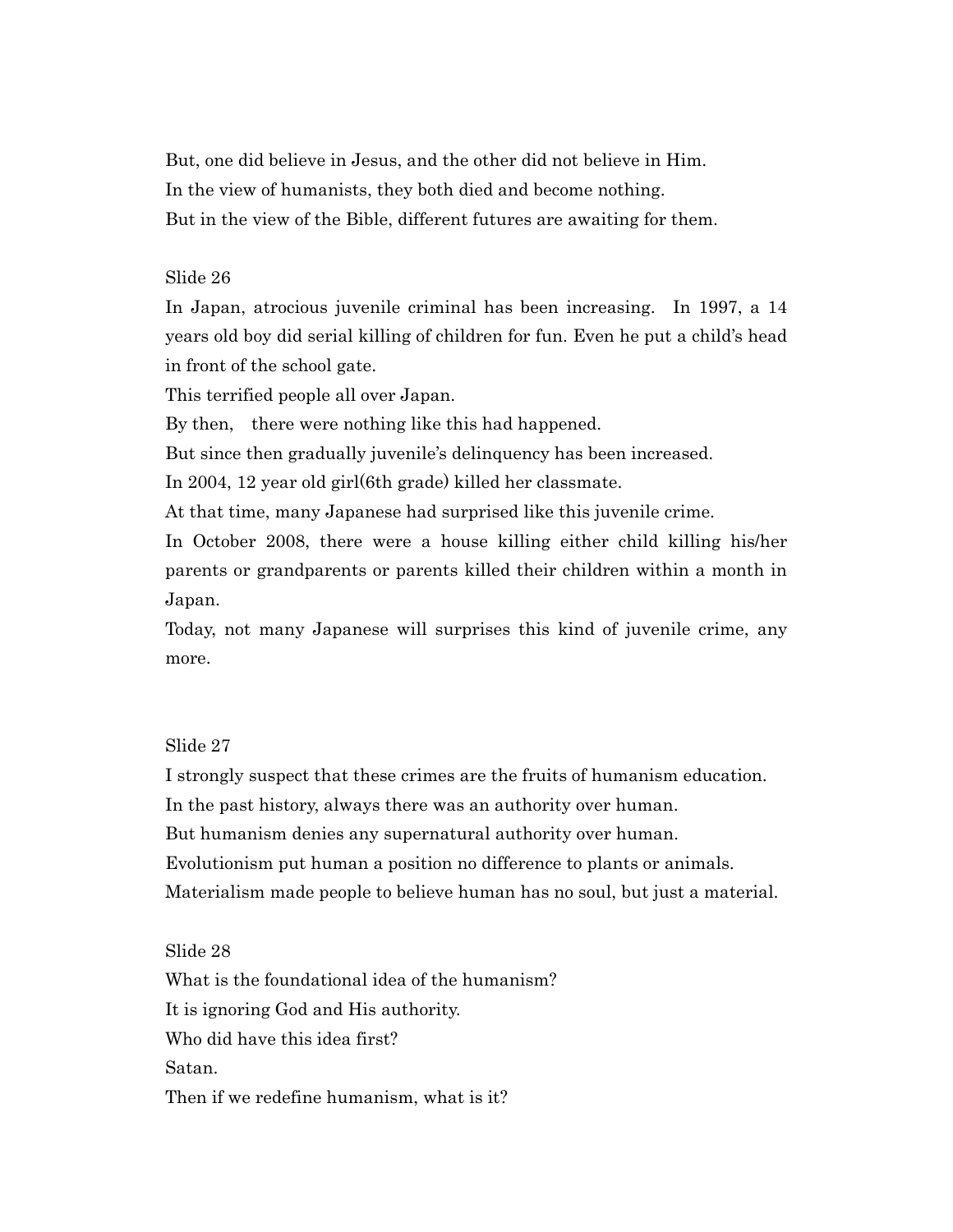But, one did believe in Jesus, and the other did not believe in Him.
In the view of humanists, they both died and become nothing.
But in the view of the Bible, different futures are awaiting for them.

Slide 26

In Japan, atrocious juvenile criminal has been increasing. In 1997, a 14 years old boy did serial killing of children for fun. Even he put a child's head in front of the school gate.
This terrified people all over Japan.
By then, there were nothing like this had happened.
But since then gradually juvenile's delinquency has been increased.
In 2004, 12 year old girl(6th grade) killed her classmate.
At that time, many Japanese had surprised like this juvenile crime.
In October 2008, there were a house killing either child killing his/her parents or grandparents or parents killed their children within a month in Japan.
Today, not many Japanese will surprises this kind of juvenile crime, any more.

Slide 27

I strongly suspect that these crimes are the fruits of humanism education.
In the past history, always there was an authority over human.
But humanism denies any supernatural authority over human.
Evolutionism put human a position no difference to plants or animals.
Materialism made people to believe human has no soul, but just a material.

Slide 28

What is the foundational idea of the humanism?
It is ignoring God and His authority.
Who did have this idea first?
Satan.
Then if we redefine humanism, what is it?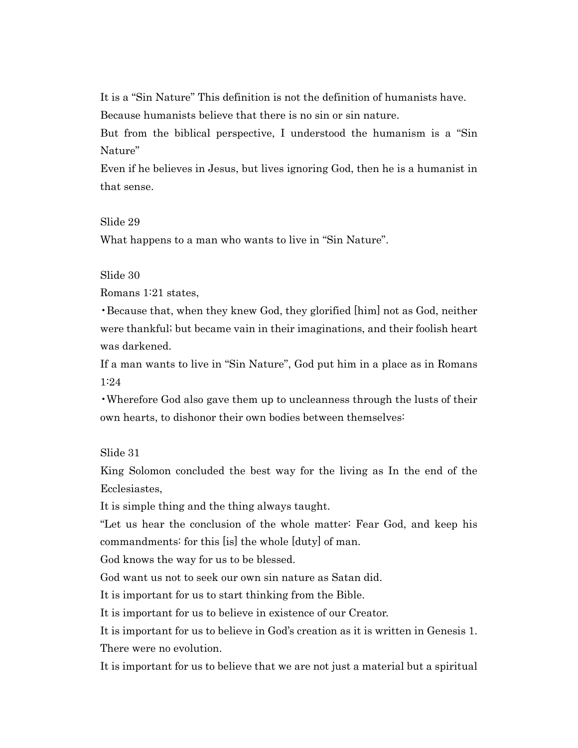It is a "Sin Nature" This definition is not the definition of humanists have.
Because humanists believe that there is no sin or sin nature.
But from the biblical perspective, I understood the humanism is a "Sin Nature"
Even if he believes in Jesus, but lives ignoring God, then he is a humanist in that sense.

Slide 29

What happens to a man who wants to live in "Sin Nature".

Slide 30

Romans 1:21 states,

・Because that, when they knew God, they glorified [him] not as God, neither were thankful; but became vain in their imaginations, and their foolish heart was darkened.

If a man wants to live in "Sin Nature", God put him in a place as in Romans 1:24

・Wherefore God also gave them up to uncleanness through the lusts of their own hearts, to dishonor their own bodies between themselves:

Slide 31

King Solomon concluded the best way for the living as In the end of the Ecclesiastes,
It is simple thing and the thing always taught.
"Let us hear the conclusion of the whole matter: Fear God, and keep his commandments: for this [is] the whole [duty] of man.
God knows the way for us to be blessed.
God want us not to seek our own sin nature as Satan did.
It is important for us to start thinking from the Bible.
It is important for us to believe in existence of our Creator.
It is important for us to believe in God's creation as it is written in Genesis 1.
There were no evolution.
It is important for us to believe that we are not just a material but a spiritual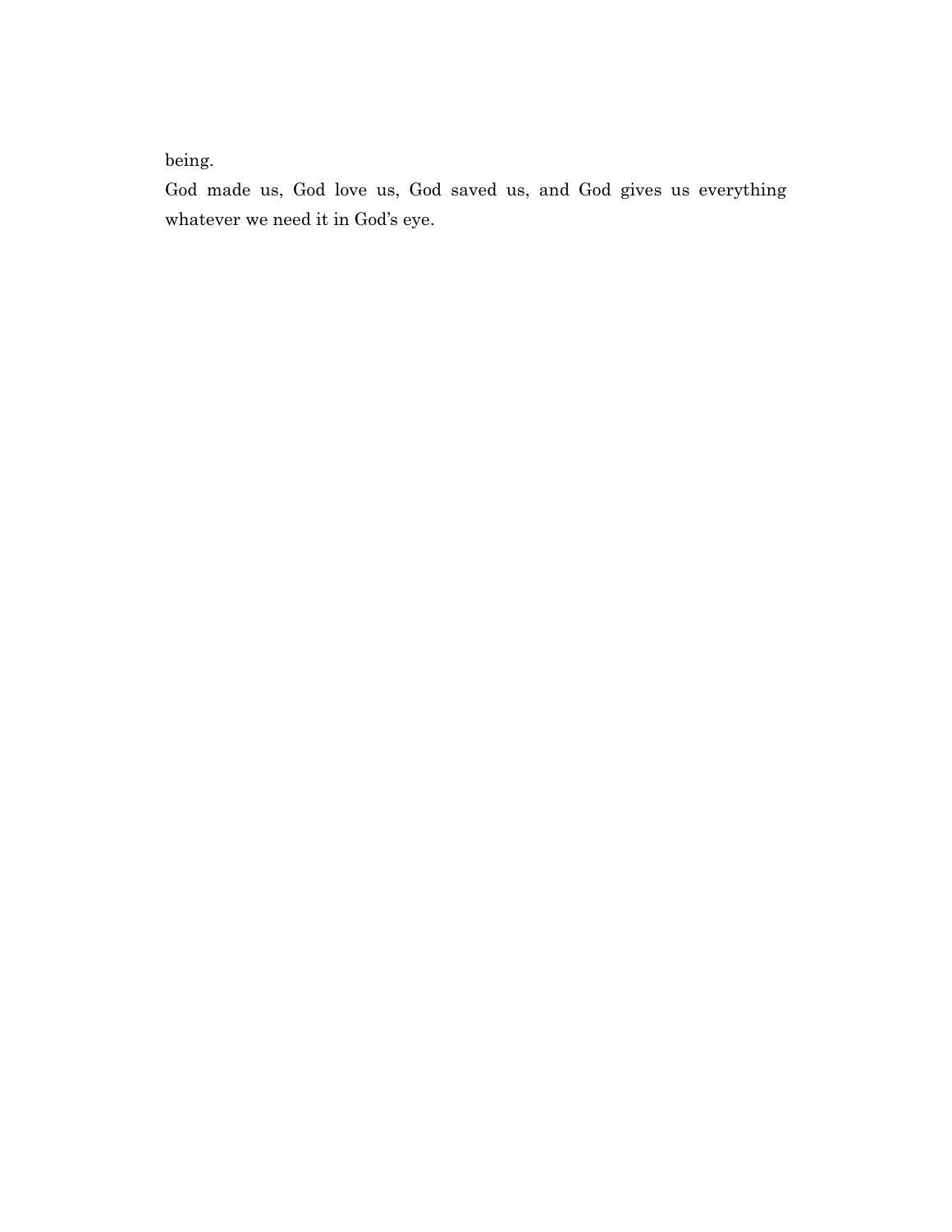being.

God made us, God love us, God saved us, and God gives us everything whatever we need it in God's eye.